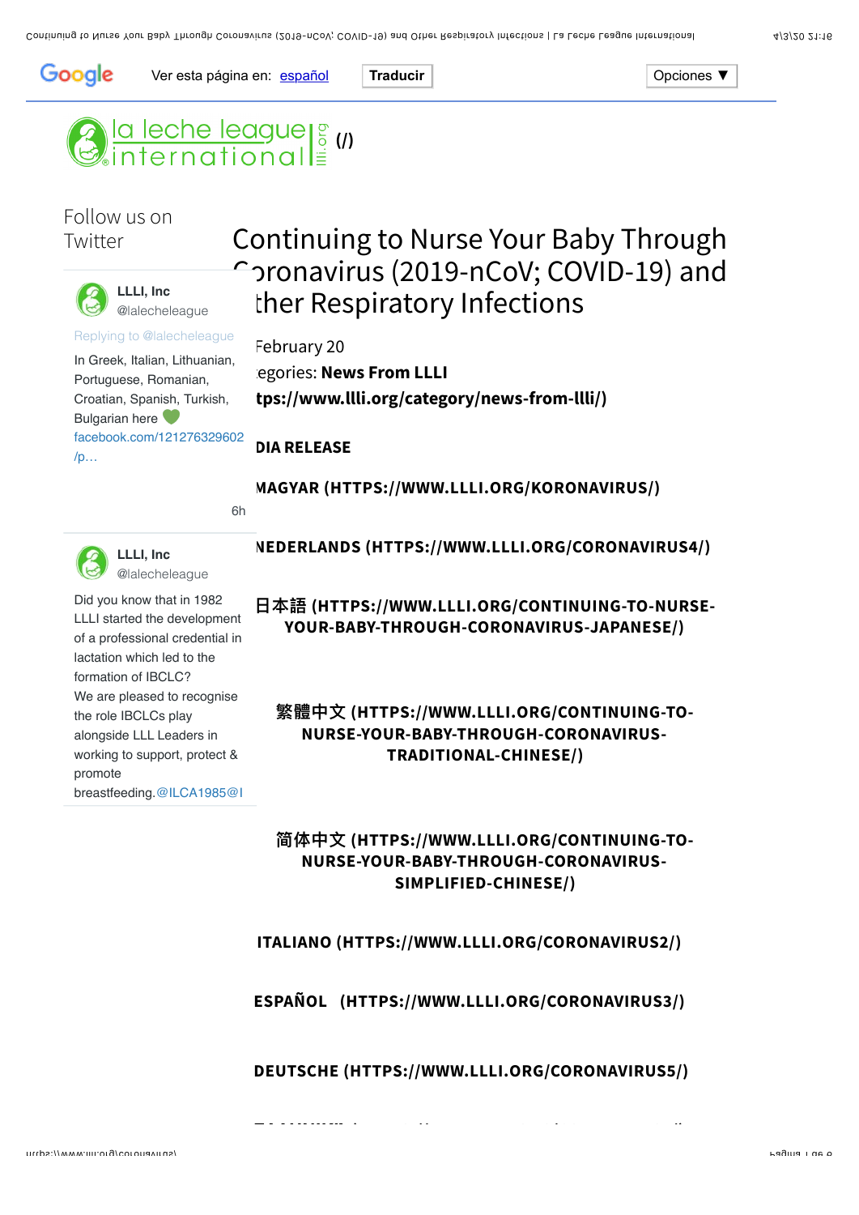Ver esta página en: español | Traducir | Opciones ▼

la leche league international (/)

Follow us on Twitter

**LLLI, Inc**
@lalecheleague

Replying to @lalecheleague

In Greek, Italian, Lithuanian, Portuguese, Romanian, Croatian, Spanish, Turkish, Bulgarian here 💚 facebook.com/121276329602/p…

6h

**LLLI, Inc**
@lalecheleague

Did you know that in 1982 LLLI started the development of a professional credential in lactation which led to the formation of IBCLC? We are pleased to recognise the role IBCLCs play alongside LLL Leaders in working to support, protect & promote breastfeeding.@ILCA1985@I

# Continuing to Nurse Your Baby Through Coronavirus (2019-nCoV; COVID-19) and Other Respiratory Infections

February 20

Categories: **News From LLLI**
**(https://www.llli.org/category/news-from-llli/)**

**MEDIA RELEASE**

**MAGYAR (HTTPS://WWW.LLLI.ORG/KORONAVIRUS/)**

**NEDERLANDS (HTTPS://WWW.LLLI.ORG/CORONAVIRUS4/)**

**日本語 (HTTPS://WWW.LLLI.ORG/CONTINUING-TO-NURSE-YOUR-BABY-THROUGH-CORONAVIRUS-JAPANESE/)**

**繁體中文 (HTTPS://WWW.LLLI.ORG/CONTINUING-TO-NURSE-YOUR-BABY-THROUGH-CORONAVIRUS-TRADITIONAL-CHINESE/)**

**简体中文 (HTTPS://WWW.LLLI.ORG/CONTINUING-TO-NURSE-YOUR-BABY-THROUGH-CORONAVIRUS-SIMPLIFIED-CHINESE/)**

**ITALIANO (HTTPS://WWW.LLLI.ORG/CORONAVIRUS2/)**

**ESPAÑOL (HTTPS://WWW.LLLI.ORG/CORONAVIRUS3/)**

**DEUTSCHE (HTTPS://WWW.LLLI.ORG/CORONAVIRUS5/)**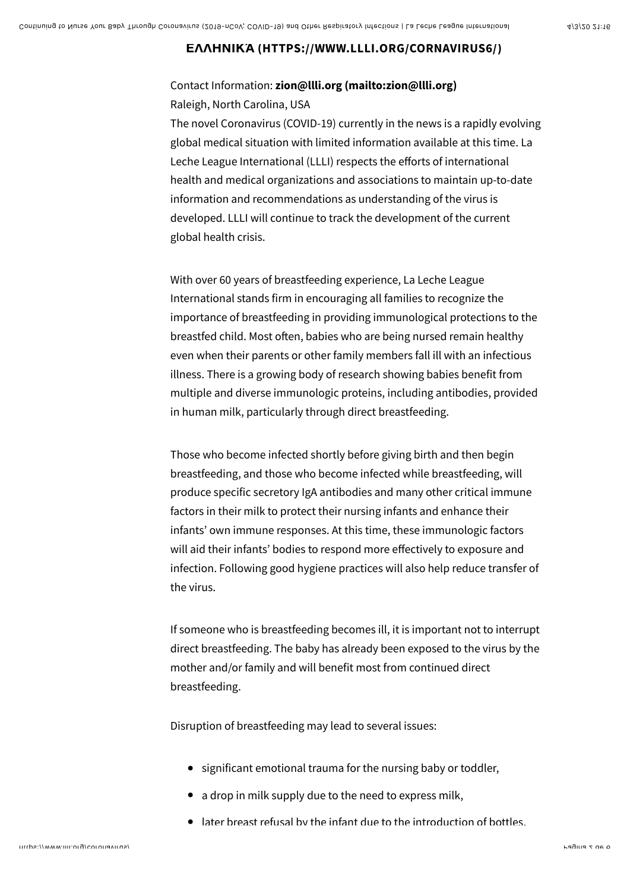**ΕΛΛΗΝΙΚΆ (HTTPS://WWW.LLLI.ORG/CORNAVIRUS6/)**

Contact Information: **zion@llli.org (mailto:zion@llli.org)**
Raleigh, North Carolina, USA
The novel Coronavirus (COVID-19) currently in the news is a rapidly evolving global medical situation with limited information available at this time. La Leche League International (LLLI) respects the efforts of international health and medical organizations and associations to maintain up-to-date information and recommendations as understanding of the virus is developed. LLLI will continue to track the development of the current global health crisis.

With over 60 years of breastfeeding experience, La Leche League International stands firm in encouraging all families to recognize the importance of breastfeeding in providing immunological protections to the breastfed child. Most often, babies who are being nursed remain healthy even when their parents or other family members fall ill with an infectious illness. There is a growing body of research showing babies benefit from multiple and diverse immunologic proteins, including antibodies, provided in human milk, particularly through direct breastfeeding.

Those who become infected shortly before giving birth and then begin breastfeeding, and those who become infected while breastfeeding, will produce specific secretory IgA antibodies and many other critical immune factors in their milk to protect their nursing infants and enhance their infants' own immune responses. At this time, these immunologic factors will aid their infants' bodies to respond more effectively to exposure and infection. Following good hygiene practices will also help reduce transfer of the virus.

If someone who is breastfeeding becomes ill, it is important not to interrupt direct breastfeeding. The baby has already been exposed to the virus by the mother and/or family and will benefit most from continued direct breastfeeding.

Disruption of breastfeeding may lead to several issues:

- significant emotional trauma for the nursing baby or toddler,
- a drop in milk supply due to the need to express milk,
- later breast refusal by the infant due to the introduction of bottles,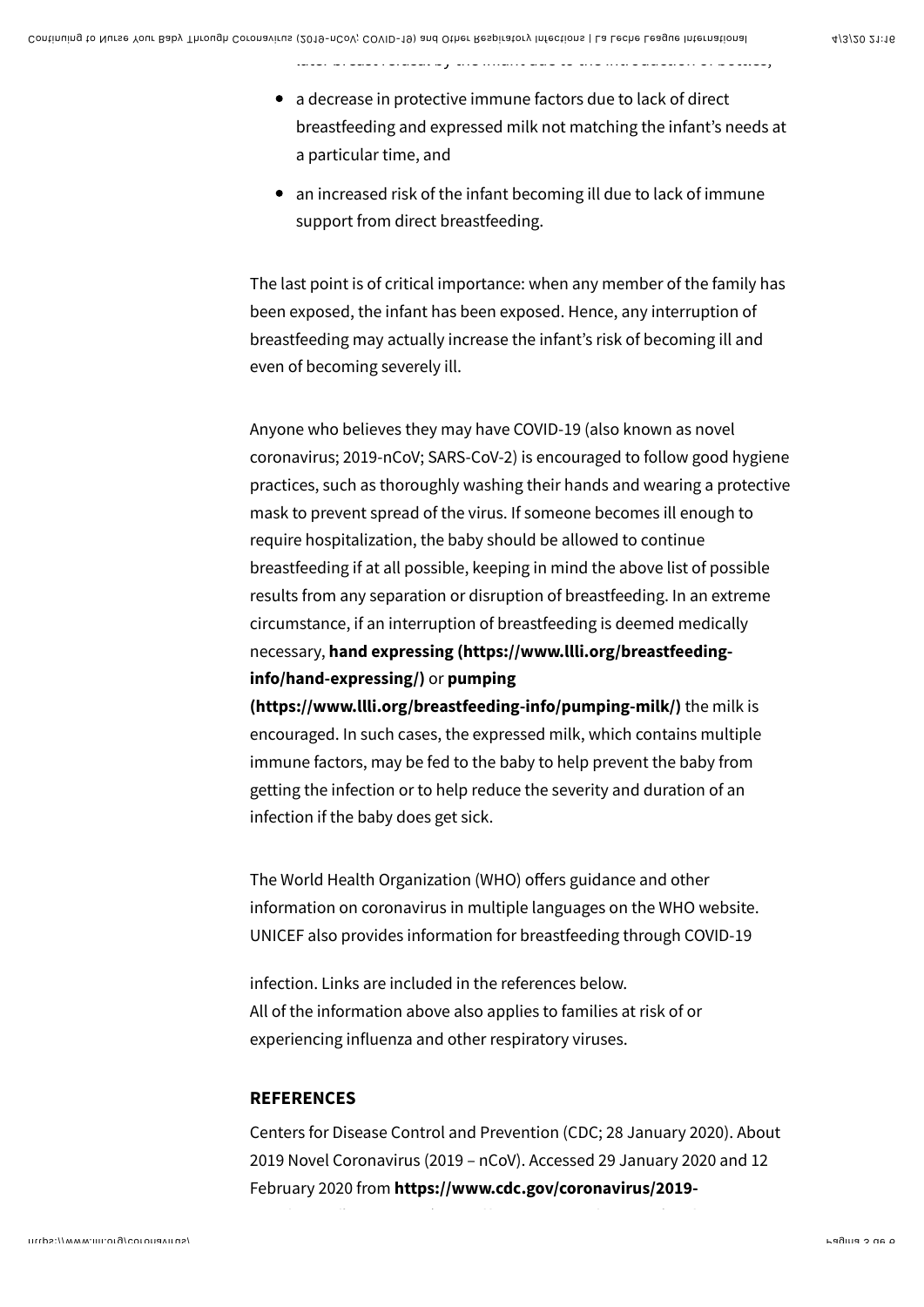- a decrease in protective immune factors due to lack of direct breastfeeding and expressed milk not matching the infant's needs at a particular time, and
- an increased risk of the infant becoming ill due to lack of immune support from direct breastfeeding.

The last point is of critical importance: when any member of the family has been exposed, the infant has been exposed. Hence, any interruption of breastfeeding may actually increase the infant's risk of becoming ill and even of becoming severely ill.

Anyone who believes they may have COVID-19 (also known as novel coronavirus; 2019-nCoV; SARS-CoV-2) is encouraged to follow good hygiene practices, such as thoroughly washing their hands and wearing a protective mask to prevent spread of the virus. If someone becomes ill enough to require hospitalization, the baby should be allowed to continue breastfeeding if at all possible, keeping in mind the above list of possible results from any separation or disruption of breastfeeding. In an extreme circumstance, if an interruption of breastfeeding is deemed medically necessary, **hand expressing (https://www.llli.org/breastfeeding-info/hand-expressing/)** or **pumping (https://www.llli.org/breastfeeding-info/pumping-milk/)** the milk is encouraged. In such cases, the expressed milk, which contains multiple immune factors, may be fed to the baby to help prevent the baby from getting the infection or to help reduce the severity and duration of an infection if the baby does get sick.

The World Health Organization (WHO) offers guidance and other information on coronavirus in multiple languages on the WHO website. UNICEF also provides information for breastfeeding through COVID-19 infection. Links are included in the references below.
All of the information above also applies to families at risk of or experiencing influenza and other respiratory viruses.

## REFERENCES

Centers for Disease Control and Prevention (CDC; 28 January 2020). About 2019 Novel Coronavirus (2019 – nCoV). Accessed 29 January 2020 and 12 February 2020 from **https://www.cdc.gov/coronavirus/2019-**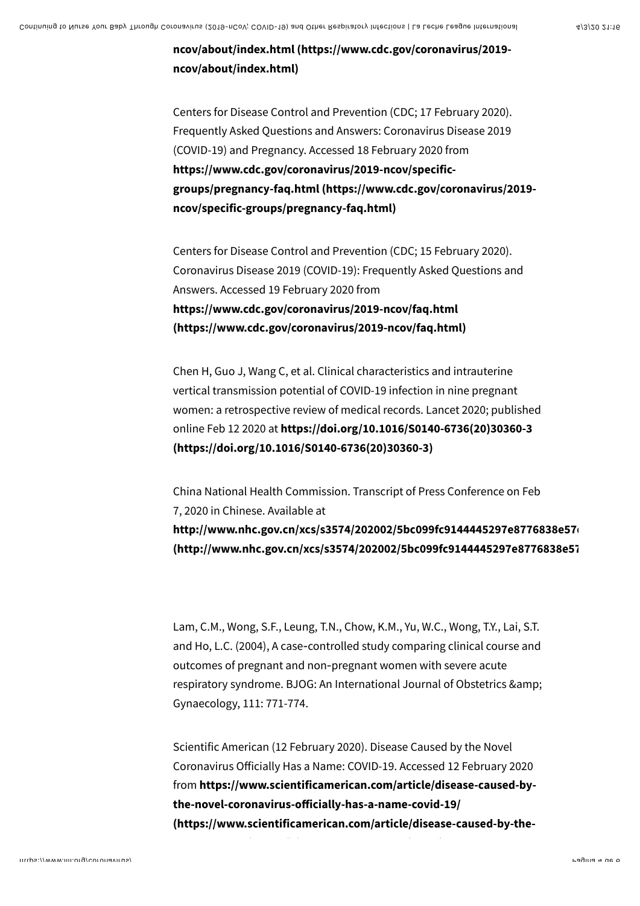**ncov/about/index.html (https://www.cdc.gov/coronavirus/2019-ncov/about/index.html)**

Centers for Disease Control and Prevention (CDC; 17 February 2020). Frequently Asked Questions and Answers: Coronavirus Disease 2019 (COVID-19) and Pregnancy. Accessed 18 February 2020 from **https://www.cdc.gov/coronavirus/2019-ncov/specific-groups/pregnancy-faq.html (https://www.cdc.gov/coronavirus/2019-ncov/specific-groups/pregnancy-faq.html)**

Centers for Disease Control and Prevention (CDC; 15 February 2020). Coronavirus Disease 2019 (COVID-19): Frequently Asked Questions and Answers. Accessed 19 February 2020 from **https://www.cdc.gov/coronavirus/2019-ncov/faq.html (https://www.cdc.gov/coronavirus/2019-ncov/faq.html)**

Chen H, Guo J, Wang C, et al. Clinical characteristics and intrauterine vertical transmission potential of COVID-19 infection in nine pregnant women: a retrospective review of medical records. Lancet 2020; published online Feb 12 2020 at **https://doi.org/10.1016/S0140-6736(20)30360-3 (https://doi.org/10.1016/S0140-6736(20)30360-3)**

China National Health Commission. Transcript of Press Conference on Feb 7, 2020 in Chinese. Available at **http://www.nhc.gov.cn/xcs/s3574/202002/5bc099fc9144445297e8776838e57 (http://www.nhc.gov.cn/xcs/s3574/202002/5bc099fc9144445297e8776838e57**

Lam, C.M., Wong, S.F., Leung, T.N., Chow, K.M., Yu, W.C., Wong, T.Y., Lai, S.T. and Ho, L.C. (2004), A case-controlled study comparing clinical course and outcomes of pregnant and non-pregnant women with severe acute respiratory syndrome. BJOG: An International Journal of Obstetrics &amp; Gynaecology, 111: 771-774.

Scientific American (12 February 2020). Disease Caused by the Novel Coronavirus Officially Has a Name: COVID-19. Accessed 12 February 2020 from **https://www.scientificamerican.com/article/disease-caused-by-the-novel-coronavirus-officially-has-a-name-covid-19/ (https://www.scientificamerican.com/article/disease-caused-by-the-**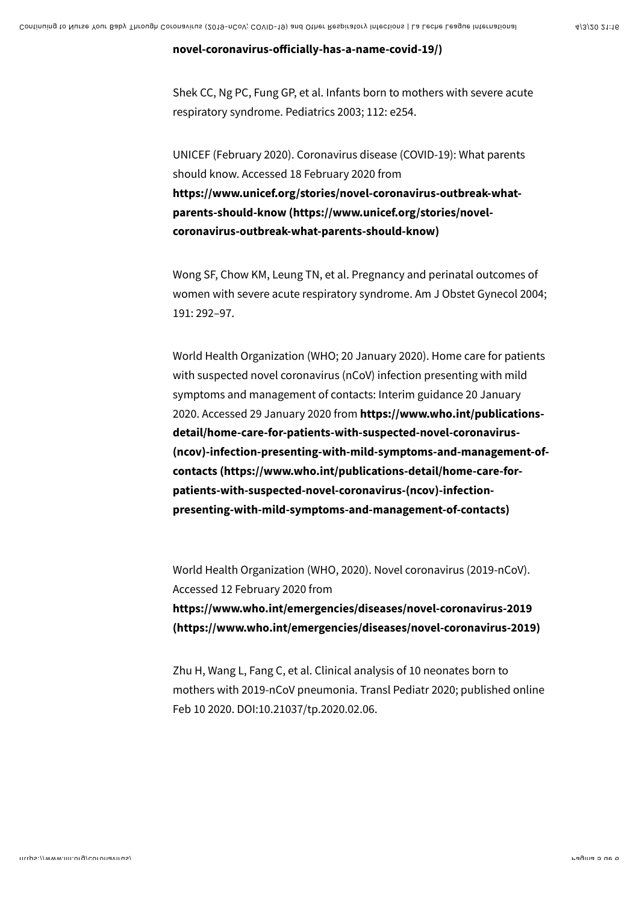**novel-coronavirus-officially-has-a-name-covid-19/)**

Shek CC, Ng PC, Fung GP, et al. Infants born to mothers with severe acute respiratory syndrome. Pediatrics 2003; 112: e254.

UNICEF (February 2020). Coronavirus disease (COVID-19): What parents should know. Accessed 18 February 2020 from **https://www.unicef.org/stories/novel-coronavirus-outbreak-what-parents-should-know (https://www.unicef.org/stories/novel-coronavirus-outbreak-what-parents-should-know)**

Wong SF, Chow KM, Leung TN, et al. Pregnancy and perinatal outcomes of women with severe acute respiratory syndrome. Am J Obstet Gynecol 2004; 191: 292–97.

World Health Organization (WHO; 20 January 2020). Home care for patients with suspected novel coronavirus (nCoV) infection presenting with mild symptoms and management of contacts: Interim guidance 20 January 2020. Accessed 29 January 2020 from **https://www.who.int/publications-detail/home-care-for-patients-with-suspected-novel-coronavirus-(ncov)-infection-presenting-with-mild-symptoms-and-management-of-contacts (https://www.who.int/publications-detail/home-care-for-patients-with-suspected-novel-coronavirus-(ncov)-infection-presenting-with-mild-symptoms-and-management-of-contacts)**

World Health Organization (WHO, 2020). Novel coronavirus (2019-nCoV). Accessed 12 February 2020 from **https://www.who.int/emergencies/diseases/novel-coronavirus-2019 (https://www.who.int/emergencies/diseases/novel-coronavirus-2019)**

Zhu H, Wang L, Fang C, et al. Clinical analysis of 10 neonates born to mothers with 2019-nCoV pneumonia. Transl Pediatr 2020; published online Feb 10 2020. DOI:10.21037/tp.2020.02.06.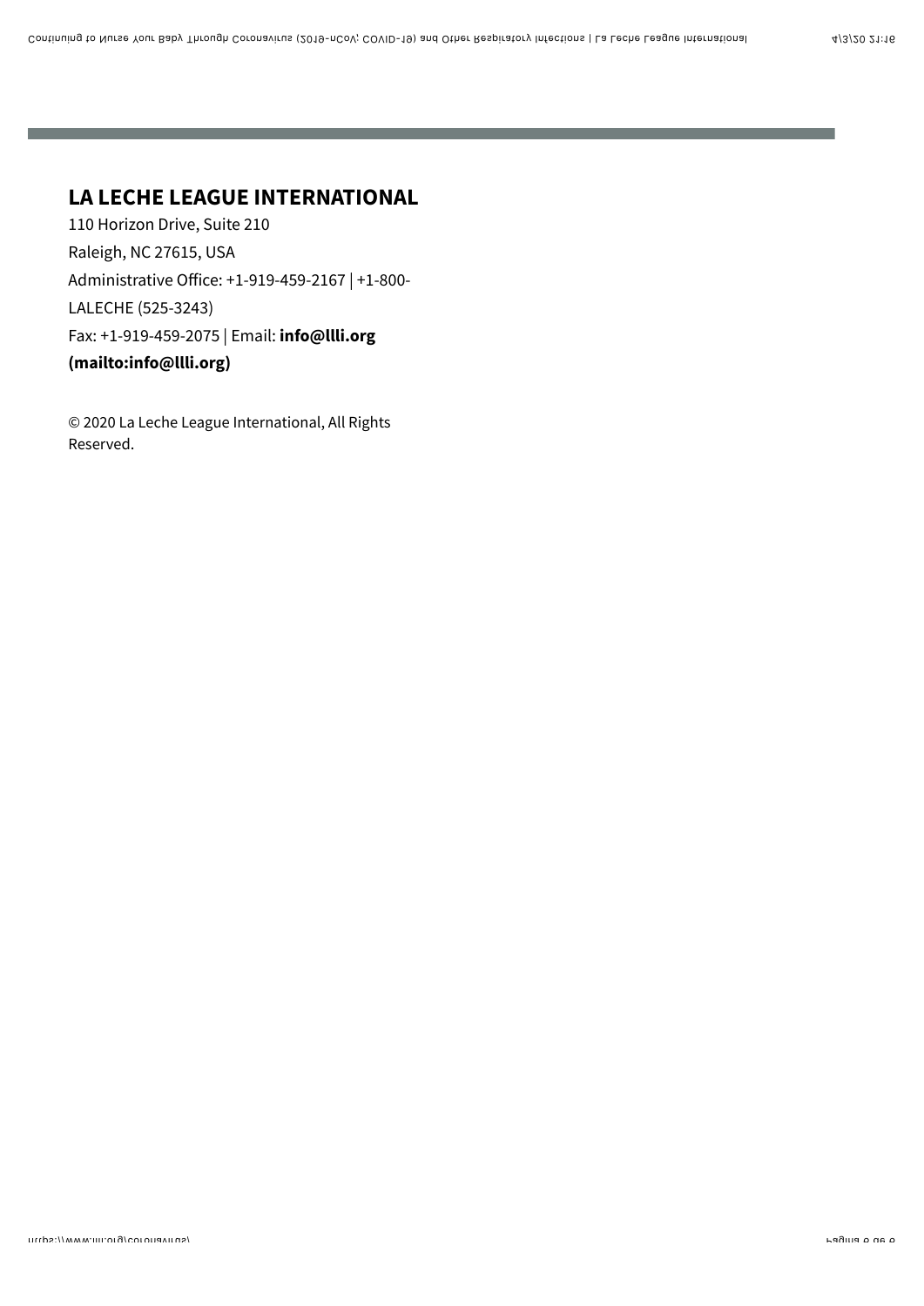## LA LECHE LEAGUE INTERNATIONAL

110 Horizon Drive, Suite 210

Raleigh, NC 27615, USA

Administrative Office: +1-919-459-2167 | +1-800-LALECHE (525-3243)

Fax: +1-919-459-2075 | Email: **info@llli.org (mailto:info@llli.org)**

© 2020 La Leche League International, All Rights Reserved.